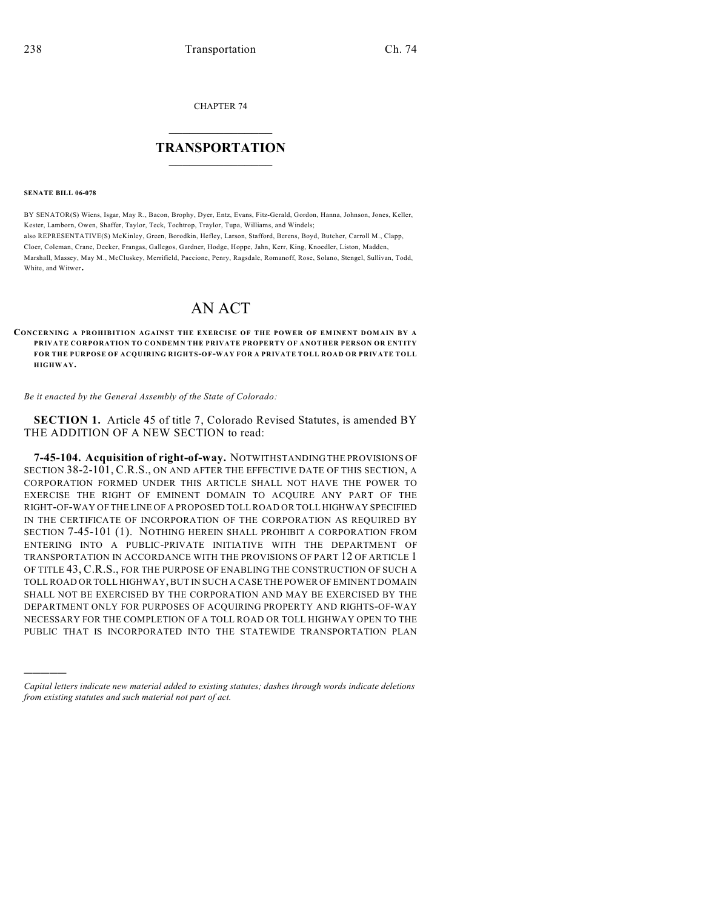CHAPTER 74

# TRANSPORTATION

**SENATE BILL 06-078**

BY SENATOR(S) Wiens, Isgar, May R., Bacon, Brophy, Dyer, Entz, Evans, Fitz-Gerald, Gordon, Hanna, Johnson, Jones, Keller, Kester, Lamborn, Owen, Shaffer, Taylor, Teck, Tochtrop, Traylor, Tupa, Williams, and Windels;
also REPRESENTATIVE(S) McKinley, Green, Borodkin, Hefley, Larson, Stafford, Berens, Boyd, Butcher, Carroll M., Clapp, Cloer, Coleman, Crane, Decker, Frangas, Gallegos, Gardner, Hodge, Hoppe, Jahn, Kerr, King, Knoedler, Liston, Madden, Marshall, Massey, May M., McCluskey, Merrifield, Paccione, Penry, Ragsdale, Romanoff, Rose, Solano, Stengel, Sullivan, Todd, White, and Witwer.

# AN ACT

**CONCERNING A PROHIBITION AGAINST THE EXERCISE OF THE POWER OF EMINENT DOMAIN BY A PRIVATE CORPORATION TO CONDEMN THE PRIVATE PROPERTY OF ANOTHER PERSON OR ENTITY FOR THE PURPOSE OF ACQUIRING RIGHTS-OF-WAY FOR A PRIVATE TOLL ROAD OR PRIVATE TOLL HIGHWAY.**

*Be it enacted by the General Assembly of the State of Colorado:*

**SECTION 1.** Article 45 of title 7, Colorado Revised Statutes, is amended BY THE ADDITION OF A NEW SECTION to read:

**7-45-104. Acquisition of right-of-way.** NOTWITHSTANDING THE PROVISIONS OF SECTION 38-2-101, C.R.S., ON AND AFTER THE EFFECTIVE DATE OF THIS SECTION, A CORPORATION FORMED UNDER THIS ARTICLE SHALL NOT HAVE THE POWER TO EXERCISE THE RIGHT OF EMINENT DOMAIN TO ACQUIRE ANY PART OF THE RIGHT-OF-WAY OF THE LINE OF A PROPOSED TOLL ROAD OR TOLL HIGHWAY SPECIFIED IN THE CERTIFICATE OF INCORPORATION OF THE CORPORATION AS REQUIRED BY SECTION 7-45-101 (1). NOTHING HEREIN SHALL PROHIBIT A CORPORATION FROM ENTERING INTO A PUBLIC-PRIVATE INITIATIVE WITH THE DEPARTMENT OF TRANSPORTATION IN ACCORDANCE WITH THE PROVISIONS OF PART 12 OF ARTICLE 1 OF TITLE 43, C.R.S., FOR THE PURPOSE OF ENABLING THE CONSTRUCTION OF SUCH A TOLL ROAD OR TOLL HIGHWAY, BUT IN SUCH A CASE THE POWER OF EMINENT DOMAIN SHALL NOT BE EXERCISED BY THE CORPORATION AND MAY BE EXERCISED BY THE DEPARTMENT ONLY FOR PURPOSES OF ACQUIRING PROPERTY AND RIGHTS-OF-WAY NECESSARY FOR THE COMPLETION OF A TOLL ROAD OR TOLL HIGHWAY OPEN TO THE PUBLIC THAT IS INCORPORATED INTO THE STATEWIDE TRANSPORTATION PLAN

*Capital letters indicate new material added to existing statutes; dashes through words indicate deletions from existing statutes and such material not part of act.*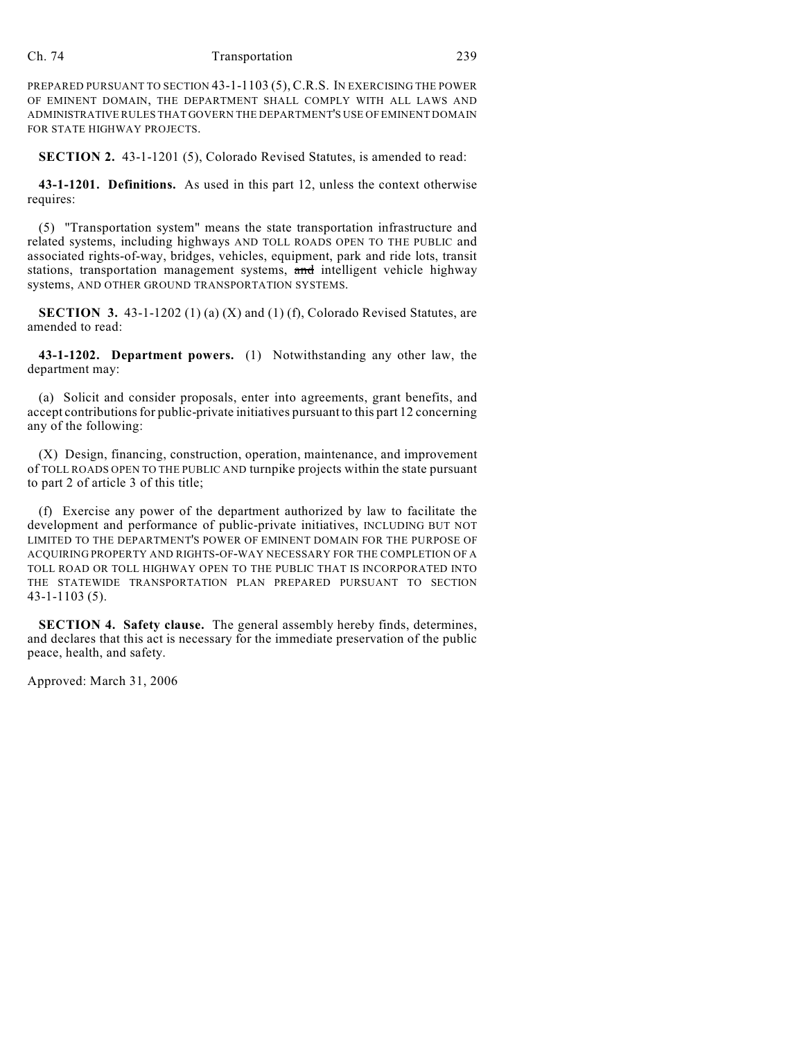PREPARED PURSUANT TO SECTION 43-1-1103 (5), C.R.S. IN EXERCISING THE POWER OF EMINENT DOMAIN, THE DEPARTMENT SHALL COMPLY WITH ALL LAWS AND ADMINISTRATIVE RULES THAT GOVERN THE DEPARTMENT'S USE OF EMINENT DOMAIN FOR STATE HIGHWAY PROJECTS.

**SECTION 2.** 43-1-1201 (5), Colorado Revised Statutes, is amended to read:

**43-1-1201. Definitions.** As used in this part 12, unless the context otherwise requires:

(5) "Transportation system" means the state transportation infrastructure and related systems, including highways AND TOLL ROADS OPEN TO THE PUBLIC and associated rights-of-way, bridges, vehicles, equipment, park and ride lots, transit stations, transportation management systems, ~~and~~ intelligent vehicle highway systems, AND OTHER GROUND TRANSPORTATION SYSTEMS.

**SECTION 3.** 43-1-1202 (1) (a) (X) and (1) (f), Colorado Revised Statutes, are amended to read:

**43-1-1202. Department powers.** (1) Notwithstanding any other law, the department may:

(a) Solicit and consider proposals, enter into agreements, grant benefits, and accept contributions for public-private initiatives pursuant to this part 12 concerning any of the following:

(X) Design, financing, construction, operation, maintenance, and improvement of TOLL ROADS OPEN TO THE PUBLIC AND turnpike projects within the state pursuant to part 2 of article 3 of this title;

(f) Exercise any power of the department authorized by law to facilitate the development and performance of public-private initiatives, INCLUDING BUT NOT LIMITED TO THE DEPARTMENT'S POWER OF EMINENT DOMAIN FOR THE PURPOSE OF ACQUIRING PROPERTY AND RIGHTS-OF-WAY NECESSARY FOR THE COMPLETION OF A TOLL ROAD OR TOLL HIGHWAY OPEN TO THE PUBLIC THAT IS INCORPORATED INTO THE STATEWIDE TRANSPORTATION PLAN PREPARED PURSUANT TO SECTION 43-1-1103 (5).

**SECTION 4. Safety clause.** The general assembly hereby finds, determines, and declares that this act is necessary for the immediate preservation of the public peace, health, and safety.

Approved: March 31, 2006